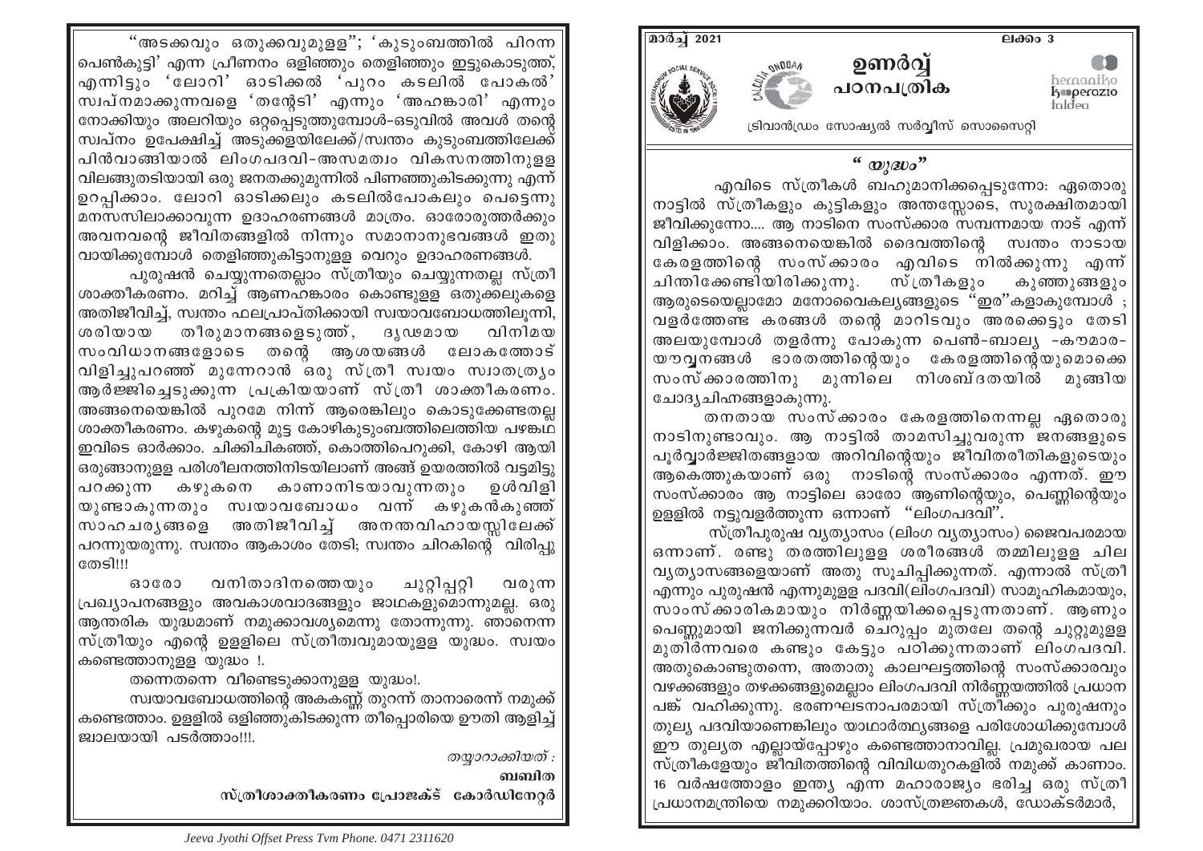മാർച്ച് 2021 ലക്കം 3

# ഉണർവ്വ്
## പഠനപത്രിക

ട്രിവാൻഡ്രം സോഷ്യൽ സർവ്വീസ് സൊസൈറ്റി

### *" യുദ്ധം"*

എവിടെ സ്ത്രീകൾ ബഹുമാനിക്കപ്പെടുന്നോ: ഏതൊരു നാട്ടിൽ സ്ത്രീകളും കുട്ടികളും അന്തസ്സോടെ, സുരക്ഷിതമായി ജീവിക്കുന്നോ.... ആ നാടിനെ സംസ്ക്കാര സമ്പന്നമായ നാട് എന്ന് വിളിക്കാം. അങ്ങനെയെങ്കിൽ ദൈവത്തിന്റെ സ്വന്തം നാടായ കേരളത്തിന്റെ സംസ്ക്കാരം എവിടെ നിൽക്കുന്നു എന്ന് ചിന്തിക്കേണ്ടിയിരിക്കുന്നു. സ്ത്രീകളും കുഞ്ഞുങ്ങളും ആരുടെയെല്ലാമോ മനോവൈകല്യങ്ങളുടെ "ഇര"കളാകുമ്പോൾ ; വളർത്തേണ്ട കരങ്ങൾ തന്റെ മാറിടവും അരക്കെട്ടും തേടി അലയുമ്പോൾ തളർന്നു പോകുന്ന പെൺ-ബാല്യ -കൗമാര-യൗവ്വനങ്ങൾ ഭാരതത്തിന്റെയും കേരളത്തിന്റെയുമൊക്കെ സംസ്ക്കാരത്തിനു മുന്നിലെ നിശബ്ദതയിൽ മുങ്ങിയ ചോദ്യചിഹ്നങ്ങളാകുന്നു.

തനതായ സംസ്ക്കാരം കേരളത്തിനെന്നല്ല ഏതൊരു നാടിനുമുണ്ടാവും. ആ നാട്ടിൽ താമസിച്ചുവരുന്ന ജനങ്ങളുടെ പൂർവ്വാർജ്ജിതങ്ങളായ അറിവിന്റെയും ജീവിതരീതികളുടെയും ആകെത്തുകയാണ് ഒരു നാടിന്റെ സംസ്ക്കാരം എന്നത്. ഈ സംസ്ക്കാരം ആ നാട്ടിലെ ഓരോ ആണിന്റെയും, പെണ്ണിന്റെയും ഉള്ളിൽ നട്ടുവളർത്തുന്ന ഒന്നാണ് "ലിംഗപദവി".

സ്ത്രീപുരുഷ വ്യത്യാസം (ലിംഗ വ്യത്യാസം) ജൈവപരമായ ഒന്നാണ്. രണ്ടു തരത്തിലുള്ള ശരീരങ്ങൾ തമ്മിലുള്ള ചില വ്യത്യാസങ്ങളെയാണ് അതു സൂചിപ്പിക്കുന്നത്. എന്നാൽ സ്ത്രീ എന്നും പുരുഷൻ എന്നുമുള്ള പദവി(ലിംഗപദവി) സാമൂഹികമായും, സാംസ്ക്കാരികമായും നിർണ്ണയിക്കപ്പെടുന്നതാണ്. ആണും പെണ്ണുമായി ജനിക്കുന്നവർ ചെറുപ്പം മുതലേ തന്റെ ചുറ്റുമുള്ള മുതിർന്നവരെ കണ്ടും കേട്ടും പഠിക്കുന്നതാണ് ലിംഗപദവി. അതുകൊണ്ടുതന്നെ, അതാതു കാലഘട്ടത്തിന്റെ സംസ്ക്കാരവും വഴക്കങ്ങളും തഴക്കങ്ങളുമെല്ലാം ലിംഗപദവി നിർണ്ണയത്തിൽ പ്രധാന പങ്ക് വഹിക്കുന്നു. ഭരണഘടനാപരമായി സ്ത്രീക്കും പുരുഷനും തുല്യ പദവിയാണെങ്കിലും യാഥാർത്ഥ്യങ്ങളെ പരിശോധിക്കുമ്പോൾ ഈ തുല്യത എല്ലായ്പ്പോഴും കണ്ടെത്താനാവില്ല. പ്രമുഖരായ പല സ്ത്രീകളേയും ജീവിതത്തിന്റെ വിവിധതുറകളിൽ നമുക്ക് കാണാം. 16 വർഷത്തോളം ഇന്ത്യ എന്ന മഹാരാജ്യം ഭരിച്ച ഒരു സ്ത്രീ പ്രധാനമന്ത്രിയെ നമുക്കറിയാം. ശാസ്ത്രജ്ഞകൾ, ഡോക്ടർമാർ,

"അടക്കവും ഒതുക്കവുമുള്ള"; 'കുടുംബത്തിൽ പിറന്ന പെൺകുട്ടി' എന്ന പ്രീണനം ഒളിഞ്ഞും തെളിഞ്ഞും ഇട്ടുകൊടുത്ത്, എന്നിട്ടും 'ലോറി' ഓടിക്കൽ 'പുറം കടലിൽ പോകൽ' സ്വപ്നമാക്കുന്നവളെ 'തന്റേടി' എന്നും 'അഹങ്കാരി' എന്നും നോക്കിയും അലറിയും ഒറ്റപ്പെടുത്തുമ്പോൾ-ഒടുവിൽ അവൾ തന്റെ സ്വപ്നം ഉപേക്ഷിച്ച് അടുക്കളയിലേക്ക്/സ്വന്തം കുടുംബത്തിലേക്ക് പിൻവാങ്ങിയാൽ ലിംഗപദവി-അസമത്വം വികസനത്തിനുള്ള വിലങ്ങുതടിയായി ഒരു ജനതക്കുമുന്നിൽ പിണഞ്ഞുകിടക്കുന്നു എന്ന് ഉറപ്പിക്കാം. ലോറി ഓടിക്കലും കടലിൽപോകലും പെട്ടെന്നു മനസ്സിലാക്കാവുന്ന ഉദാഹരണങ്ങൾ മാത്രം. ഓരോരുത്തർക്കും അവനവന്റെ ജീവിതങ്ങളിൽ നിന്നും സമാനാനുഭവങ്ങൾ ഇതു വായിക്കുമ്പോൾ തെളിഞ്ഞുകിട്ടാനുള്ള വെറും ഉദാഹരണങ്ങൾ.

പുരുഷൻ ചെയ്യുന്നതെല്ലാം സ്ത്രീയും ചെയ്യുന്നതല്ല സ്ത്രീ ശാക്തീകരണം. മറിച്ച് ആണഹങ്കാരം കൊണ്ടുള്ള ഒതുക്കലുകളെ അതിജീവിച്ച്, സ്വന്തം ഫലപ്രാപ്തിക്കായി സ്വയാവബോധത്തിലൂന്നി, ശരിയായ തീരുമാനങ്ങളെടുത്ത്, ദൃഢമായ വിനിമയ സംവിധാനങ്ങളോടെ തന്റെ ആശയങ്ങൾ ലോകത്തോട് വിളിച്ചുപറഞ്ഞ് മുന്നേറാൻ ഒരു സ്ത്രീ സ്വയം സ്വാതന്ത്ര്യം ആർജ്ജിച്ചെടുക്കുന്ന പ്രക്രിയയാണ് സ്ത്രീ ശാക്തീകരണം. അങ്ങനെയെങ്കിൽ പുറമേ നിന്ന് ആരെങ്കിലും കൊടുക്കേണ്ടതല്ല ശാക്തീകരണം. കഴുകന്റെ മുട്ട കോഴികുടുംബത്തിലെത്തിയ പഴങ്കഥ ഇവിടെ ഓർക്കാം. ചിക്കിചികഞ്ഞ്, കൊത്തിപെറുക്കി, കോഴി ആയി ഒരുങ്ങാനുള്ള പരിശീലനത്തിനിടയിലാണ് അങ്ങ് ഉയരത്തിൽ വട്ടമിട്ടു പറക്കുന്ന കഴുകനെ കാണാനിടയാവുന്നതും ഉൾവിളി യുണ്ടാകുന്നതും സ്വയാവബോധം വന്ന് കഴുകൻകുഞ്ഞ് സാഹചര്യങ്ങളെ അതിജീവിച്ച് അനന്തവിഹായസ്സിലേക്ക് പറന്നുയരുന്നു. സ്വന്തം ആകാശം തേടി; സ്വന്തം ചിറകിന്റെ വിരിപ്പു തേടി!!!

ഓരോ വനിതാദിനത്തെയും ചുറ്റിപ്പറ്റി വരുന്ന പ്രഖ്യാപനങ്ങളും അവകാശവാദങ്ങളും ജാഥകളുമൊന്നുമല്ല. ഒരു ആന്തരിക യുദ്ധമാണ് നമുക്കാവശ്യമെന്നു തോന്നുന്നു. ഞാനെന്ന സ്ത്രീയും എന്റെ ഉള്ളിലെ സ്ത്രീത്വവുമായുള്ള യുദ്ധം. സ്വയം കണ്ടെത്താനുള്ള യുദ്ധം !.

തന്നെതന്നെ വീണ്ടെടുക്കാനുള്ള യുദ്ധം!.

സ്വയാവബോധത്തിന്റെ അകക്കണ്ണ് തുറന്ന് താനാരെന്ന് നമുക്ക് കണ്ടെത്താം. ഉള്ളിൽ ഒളിഞ്ഞുകിടക്കുന്ന തീപ്പൊരിയെ ഊതി ആളിച്ച് ജ്വാലയായി പടർത്താം!!!.

*തയ്യാറാക്കിയത് :*

**ബബിത**

**സ്ത്രീശാക്തീകരണം പ്രോജക്ട് കോർഡിനേറ്റർ**

*Jeeva Jyothi Offset Press Tvm Phone. 0471 2311620*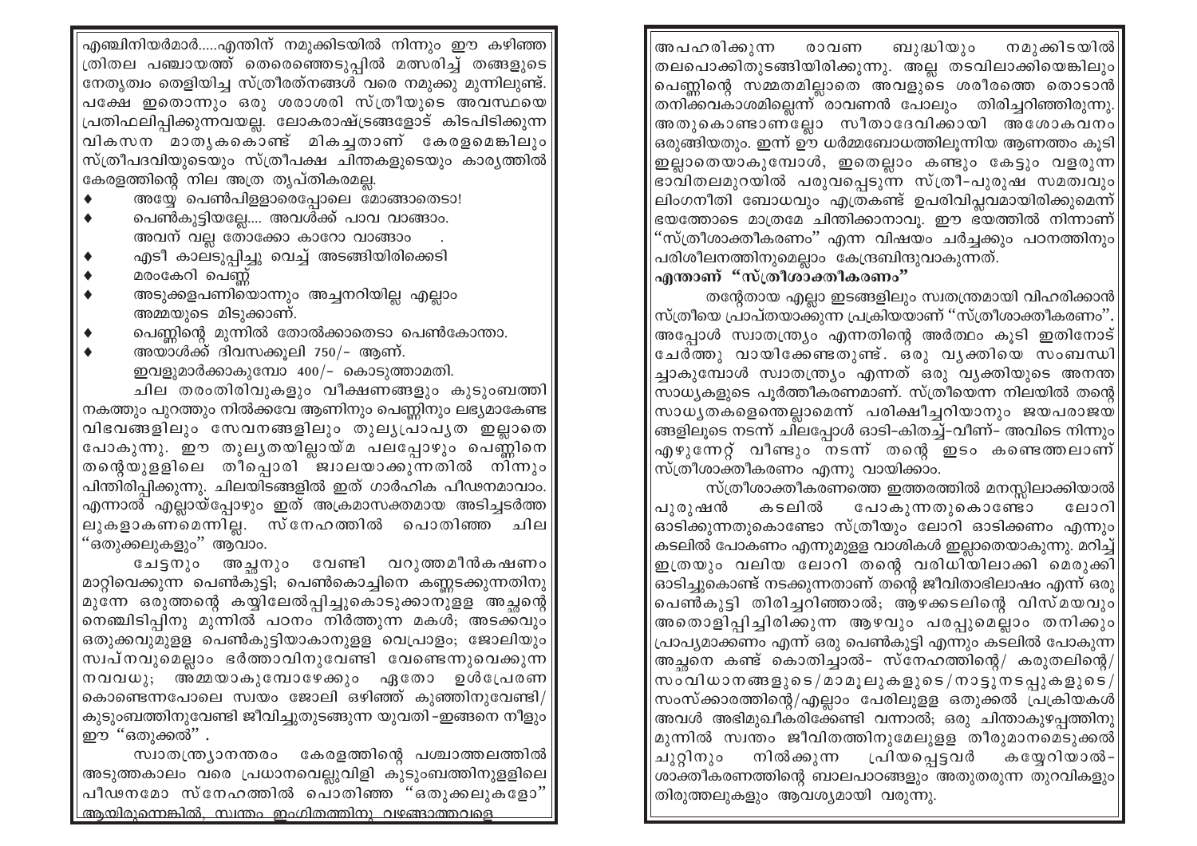എഞ്ചിനിയർമാർ.....എന്തിന് നമുക്കിടയിൽ നിന്നും ഈ കഴിഞ്ഞ ത്രിതല പഞ്ചായത്ത് തെരെഞ്ഞെടുപ്പിൽ മത്സരിച്ച് തങ്ങളുടെ നേതൃത്വം തെളിയിച്ച സ്ത്രീരത്നങ്ങൾ വരെ നമുക്കു മുന്നിലുണ്ട്. പക്ഷേ ഇതൊന്നും ഒരു ശരാശരി സ്ത്രീയുടെ അവസ്ഥയെ പ്രതിഫലിപ്പിക്കുന്നവയല്ല. ലോകരാഷ്ട്രങ്ങളോട് കിടപിടിക്കുന്ന വികസന മാതൃകകൊണ്ട് മികച്ചതാണ് കേരളമെങ്കിലും സ്ത്രീപദവിയുടെയും സ്ത്രീപക്ഷ ചിന്തകളുടെയും കാര്യത്തിൽ കേരളത്തിന്റെ നില അത്ര തൃപ്തികരമല്ല.

- അയ്യേ പെൺപിള്ളാരെപ്പോലെ മോങ്ങാതെടാ!
- പെൺകുട്ടിയല്ലേ.... അവൾക്ക് പാവ വാങ്ങാം. അവന് വല്ല തോക്കോ കാറോ വാങ്ങാം .
- എടീ കാലടുപ്പിച്ചു വെച്ച് അടങ്ങിയിരിക്കെടി
- മരംകേറി പെണ്ണ്
- അടുക്കളപണിയൊന്നും അച്ചനറിയില്ല എല്ലാം അമ്മയുടെ മിടുക്കാണ്.
- പെണ്ണിന്റെ മുന്നിൽ തോൽക്കാതെടാ പെൺകോന്താ.
- അയാൾക്ക് ദിവസക്കൂലി 750/- ആണ്. ഇവളുമാർക്കാകുമ്പോ 400/- കൊടുത്താമതി.

ചില തരംതിരിവുകളും വീക്ഷണങ്ങളും കുടുംബത്തിനകത്തും പുറത്തും നിൽക്കവേ ആണിനും പെണ്ണിനും ലഭ്യമാകേണ്ട വിഭവങ്ങളിലും സേവനങ്ങളിലും തുല്യപ്രാപ്യത ഇല്ലാതെ പോകുന്നു. ഈ തുല്യതയില്ലായ്മ പലപ്പോഴും പെണ്ണിനെ തന്റെയുള്ളിലെ തീപ്പൊരി ജ്വാലയാക്കുന്നതിൽ നിന്നും പിന്തിരിപ്പിക്കുന്നു. ചിലയിടങ്ങളിൽ ഇത് ഗാർഹിക പീഢനമാവാം. എന്നാൽ എല്ലായ്പ്പോഴും ഇത് അക്രമാസക്തമായ അടിച്ചടർത്തലുകളാകണമെന്നില്ല. സ്നേഹത്തിൽ പൊതിഞ്ഞ ചില "ഒതുക്കലുകളും" ആവാം.

ചേട്ടനും അച്ഛനും വേണ്ടി വറുത്തമീൻകഷണം മാറ്റിവെക്കുന്ന പെൺകുട്ടി; പെൺകൊച്ചിനെ കണ്ണടക്കുന്നതിനു മുന്നേ ഒരുത്തന്റെ കയ്യിലേൽപ്പിച്ചുകൊടുക്കാനുള്ള അച്ഛന്റെ നെഞ്ചിടിപ്പിനു മുന്നിൽ പഠനം നിർത്തുന്ന മകൾ; അടക്കവും ഒതുക്കവുമുള്ള പെൺകുട്ടിയാകാനുള്ള വെപ്രാളം; ജോലിയും സ്വപ്നവുമെല്ലാം ഭർത്താവിനുവേണ്ടി വേണ്ടെന്നുവെക്കുന്ന നവവധു; അമ്മയാകുമ്പോഴേക്കും ഏതോ ഉൾപ്രേരണ കൊണ്ടെന്നപോലെ സ്വയം ജോലി ഒഴിഞ്ഞ് കുഞ്ഞിനുവേണ്ടി/ കുടുംബത്തിനുവേണ്ടി ജീവിച്ചുതുടങ്ങുന്ന യുവതി-ഇങ്ങനെ നീളും ഈ "ഒതുക്കൽ" .

സ്വാതന്ത്ര്യാനന്തരം കേരളത്തിന്റെ പശ്ചാത്തലത്തിൽ അടുത്തകാലം വരെ പ്രധാനവെല്ലുവിളി കുടുംബത്തിനുള്ളിലെ പീഢനമോ സ്നേഹത്തിൽ പൊതിഞ്ഞ "ഒതുക്കലുകളോ" ആയിരുന്നെങ്കിൽ, സ്വന്തം ഇംഗിതത്തിനു വഴങ്ങാത്തവളെ അപഹരിക്കുന്ന രാവണ ബുദ്ധിയും നമുക്കിടയിൽ തലപൊക്കിതുടങ്ങിയിരിക്കുന്നു. അല്ല തടവിലാക്കിയെങ്കിലും പെണ്ണിന്റെ സമ്മതമില്ലാതെ അവളുടെ ശരീരത്തെ തൊടാൻ തനിക്കവകാശമില്ലെന്ന് രാവണൻ പോലും തിരിച്ചറിഞ്ഞിരുന്നു. അതുകൊണ്ടാണല്ലോ സീതാദേവിക്കായി അശോകവനം ഒരുങ്ങിയതും. ഇന്ന് ഈ ധർമ്മബോധത്തിലൂന്നിയ ആണത്തം കൂടി ഇല്ലാതെയാകുമ്പോൾ, ഇതെല്ലാം കണ്ടും കേട്ടും വളരുന്ന ഭാവിതലമുറയിൽ പരുവപ്പെടുന്ന സ്ത്രീ-പുരുഷ സമത്വവും ലിംഗനീതി ബോധവും എത്രകണ്ട് ഉപരിവിപ്ലവമായിരിക്കുമെന്ന് ഭയത്തോടെ മാത്രമേ ചിന്തിക്കാനാവൂ. ഈ ഭയത്തിൽ നിന്നാണ് "സ്ത്രീശാക്തീകരണം" എന്ന വിഷയം ചർച്ചക്കും പഠനത്തിനും പരിശീലനത്തിനുമെല്ലാം കേന്ദ്രബിന്ദുവാകുന്നത്.

**എന്താണ് "സ്ത്രീശാക്തീകരണം"**

തന്റേതായ എല്ലാ ഇടങ്ങളിലും സ്വതന്ത്രമായി വിഹരിക്കാൻ സ്ത്രീയെ പ്രാപ്തയാക്കുന്ന പ്രക്രിയയാണ് "സ്ത്രീശാക്തീകരണം". അപ്പോൾ സ്വാതന്ത്ര്യം എന്നതിന്റെ അർത്ഥം കൂടി ഇതിനോട് ചേർത്തു വായിക്കേണ്ടതുണ്ട്. ഒരു വ്യക്തിയെ സംബന്ധിച്ചാകുമ്പോൾ സ്വാതന്ത്ര്യം എന്നത് ഒരു വ്യക്തിയുടെ അനന്ത സാധ്യകളുടെ പൂർത്തീകരണമാണ്. സ്ത്രീയെന്ന നിലയിൽ തന്റെ സാധ്യതകളെന്തെല്ലാമെന്ന് പരിക്ഷീച്ചറിയാനും ജയപരാജയങ്ങളിലൂടെ നടന്ന് ചിലപ്പോൾ ഓടി-കിതച്ച്-വീണ്- അവിടെ നിന്നും എഴുന്നേറ്റ് വീണ്ടും നടന്ന് തന്റെ ഇടം കണ്ടെത്തലാണ് സ്ത്രീശാക്തീകരണം എന്നു വായിക്കാം.

സ്ത്രീശാക്തീകരണത്തെ ഇത്തരത്തിൽ മനസ്സിലാക്കിയാൽ പുരുഷൻ കടലിൽ പോകുന്നതുകൊണ്ടോ ലോറി ഓടിക്കുന്നതുകൊണ്ടോ സ്ത്രീയും ലോറി ഓടിക്കണം എന്നും കടലിൽ പോകണം എന്നുമുള്ള വാശികൾ ഇല്ലാതെയാകുന്നു. മറിച്ച് ഇത്രയും വലിയ ലോറി തന്റെ വരിധിയിലാക്കി മെരുക്കി ഓടിച്ചുകൊണ്ട് നടക്കുന്നതാണ് തന്റെ ജീവിതാഭിലാഷം എന്ന് ഒരു പെൺകുട്ടി തിരിച്ചറിഞ്ഞാൽ; ആഴക്കടലിന്റെ വിസ്മയവും അതൊളിപ്പിച്ചിരിക്കുന്ന ആഴവും പരപ്പുമെല്ലാം തനിക്കും പ്രാപ്യമാക്കണം എന്ന് ഒരു പെൺകുട്ടി എന്നും കടലിൽ പോകുന്ന അച്ഛനെ കണ്ട് കൊതിച്ചാൽ- സ്നേഹത്തിന്റെ/ കരുതലിന്റെ/ സംവിധാനങ്ങളുടെ/മാമൂലുകളുടെ/നാട്ടുനടപ്പുകളുടെ/ സംസ്ക്കാരത്തിന്റെ/എല്ലാം പേരിലുള്ള ഒതുക്കൽ പ്രക്രിയകൾ അവൾ അഭിമുഖീകരിക്കേണ്ടി വന്നാൽ; ഒരു ചിന്താകുഴപ്പത്തിനു മുന്നിൽ സ്വന്തം ജീവിതത്തിനുമേലുള്ള തീരുമാനമെടുക്കൽ ചുറ്റിനും നിൽക്കുന്ന പ്രിയപ്പെട്ടവർ കയ്യേറിയാൽ- ശാക്തീകരണത്തിന്റെ ബാലപാഠങ്ങളും അതുതരുന്ന തുറവികളും തിരുത്തലുകളും ആവശ്യമായി വരുന്നു.